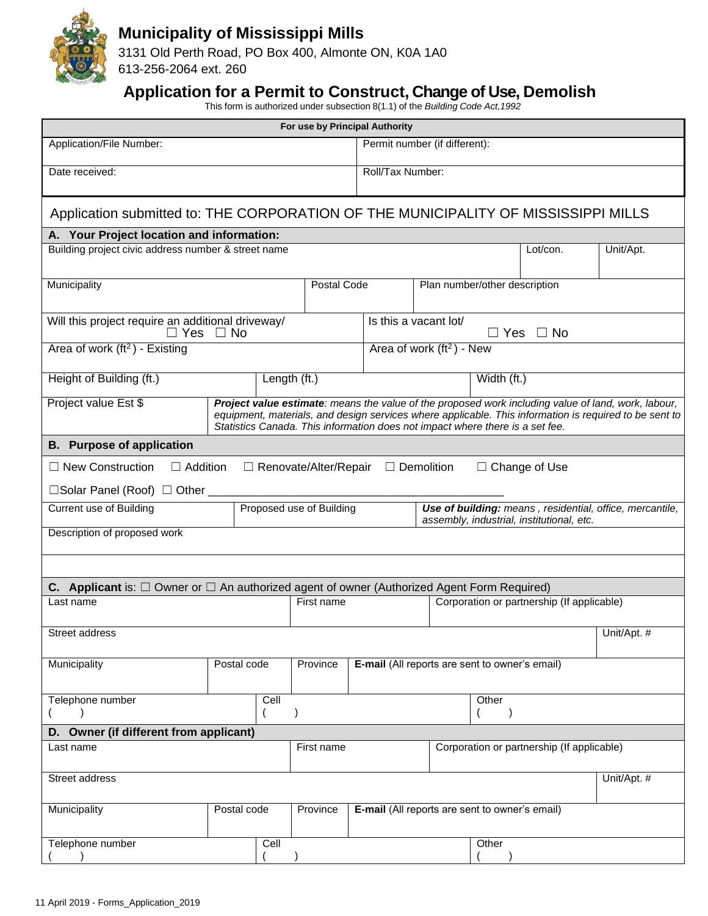# Municipality of Mississippi Mills

3131 Old Perth Road, PO Box 400, Almonte ON, K0A 1A0
613-256-2064 ext. 260

## Application for a Permit to Construct, Change of Use, Demolish

This form is authorized under subsection 8(1.1) of the *Building Code Act,1992*

| For use by Principal Authority | |
|---|---|
| Application/File Number: | Permit number (if different): |
| Date received: | Roll/Tax Number: |

Application submitted to: THE CORPORATION OF THE MUNICIPALITY OF MISSISSIPPI MILLS

### A. Your Project location and information:

| Building project civic address number & street name | | Lot/con. | Unit/Apt. |
|---|---|---|---|
| Municipality | Postal Code | Plan number/other description | |
| Will this project require an additional driveway/ ☐ Yes ☐ No | | Is this a vacant lot/ ☐ Yes ☐ No | |
| Area of work (ft$^2$) - Existing | | Area of work (ft$^2$) - New | |
| Height of Building (ft.) | Length (ft.) | Width (ft.) | |
| Project value Est $ | ***Project value estimate**: means the value of the proposed work including value of land, work, labour, equipment, materials, and design services where applicable. This information is required to be sent to Statistics Canada. This information does not impact where there is a set fee.* | | |

### B. Purpose of application

☐ New Construction ☐ Addition ☐ Renovate/Alter/Repair ☐ Demolition ☐ Change of Use

☐Solar Panel (Roof) ☐ Other ______________________________________________

| Current use of Building | Proposed use of Building | ***Use of building:** means , residential, office, mercantile, assembly, industrial, institutional, etc.* |
|---|---|---|
| Description of proposed work | | |

### C. Applicant is: ☐ Owner or ☐ An authorized agent of owner (Authorized Agent Form Required)

| Last name | | First name | | Corporation or partnership (If applicable) |
|---|---|---|---|---|
| Street address | | | | Unit/Apt. # |
| Municipality | Postal code | Province | **E-mail** (All reports are sent to owner's email) | |
| Telephone number ( ) | | Cell ( ) | Other ( ) | |

### D. Owner (if different from applicant)

| Last name | | First name | | Corporation or partnership (If applicable) |
|---|---|---|---|---|
| Street address | | | | Unit/Apt. # |
| Municipality | Postal code | Province | **E-mail** (All reports are sent to owner's email) | |
| Telephone number ( ) | | Cell ( ) | Other ( ) | |

11 April 2019 - Forms_Application_2019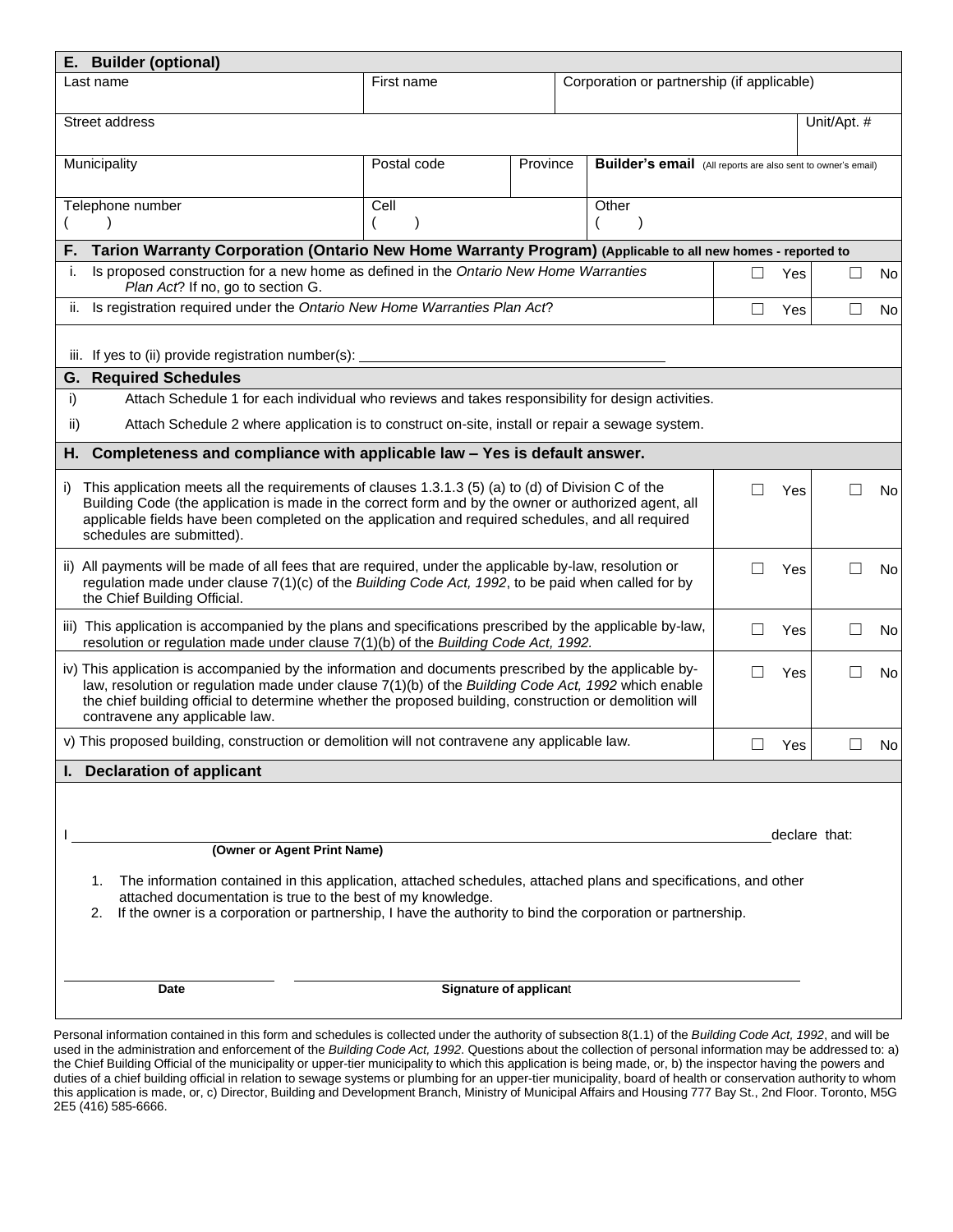## E. Builder (optional)

| Last name | First name | | Corporation or partnership (if applicable) | |
|---|---|---|---|---|
| Street address | | | | Unit/Apt. # |
| Municipality | Postal code | Province | **Builder's email** (All reports are also sent to owner's email) | |
| Telephone number<br>( ) | Cell<br>( ) | | Other<br>( ) | |

## F. Tarion Warranty Corporation (Ontario New Home Warranty Program) (Applicable to all new homes - reported to

| | | |
|---|---|---|
| i. Is proposed construction for a new home as defined in the *Ontario New Home Warranties Plan Act*? If no, go to section G. | ☐ Yes | ☐ No |
| ii. Is registration required under the *Ontario New Home Warranties Plan Act*? | ☐ Yes | ☐ No |

iii. If yes to (ii) provide registration number(s): ______________________

## G. Required Schedules

i) Attach Schedule 1 for each individual who reviews and takes responsibility for design activities.

ii) Attach Schedule 2 where application is to construct on-site, install or repair a sewage system.

## H. Completeness and compliance with applicable law – Yes is default answer.

| | | |
|---|---|---|
| i) This application meets all the requirements of clauses 1.3.1.3 (5) (a) to (d) of Division C of the Building Code (the application is made in the correct form and by the owner or authorized agent, all applicable fields have been completed on the application and required schedules, and all required schedules are submitted). | ☐ Yes | ☐ No |
| ii) All payments will be made of all fees that are required, under the applicable by-law, resolution or regulation made under clause 7(1)(c) of the *Building Code Act, 1992*, to be paid when called for by the Chief Building Official. | ☐ Yes | ☐ No |
| iii) This application is accompanied by the plans and specifications prescribed by the applicable by-law, resolution or regulation made under clause 7(1)(b) of the *Building Code Act, 1992.* | ☐ Yes | ☐ No |
| iv) This application is accompanied by the information and documents prescribed by the applicable by-law, resolution or regulation made under clause 7(1)(b) of the *Building Code Act, 1992* which enable the chief building official to determine whether the proposed building, construction or demolition will contravene any applicable law. | ☐ Yes | ☐ No |
| v) This proposed building, construction or demolition will not contravene any applicable law. | ☐ Yes | ☐ No |

## I. Declaration of applicant

I ______________________________ declare that:
**(Owner or Agent Print Name)**

1. The information contained in this application, attached schedules, attached plans and specifications, and other attached documentation is true to the best of my knowledge.
2. If the owner is a corporation or partnership, I have the authority to bind the corporation or partnership.

______________________ ______________________________
**Date** **Signature of applicant**

Personal information contained in this form and schedules is collected under the authority of subsection 8(1.1) of the *Building Code Act, 1992*, and will be used in the administration and enforcement of the *Building Code Act, 1992*. Questions about the collection of personal information may be addressed to: a) the Chief Building Official of the municipality or upper-tier municipality to which this application is being made, or, b) the inspector having the powers and duties of a chief building official in relation to sewage systems or plumbing for an upper-tier municipality, board of health or conservation authority to whom this application is made, or, c) Director, Building and Development Branch, Ministry of Municipal Affairs and Housing 777 Bay St., 2nd Floor. Toronto, M5G 2E5 (416) 585-6666.